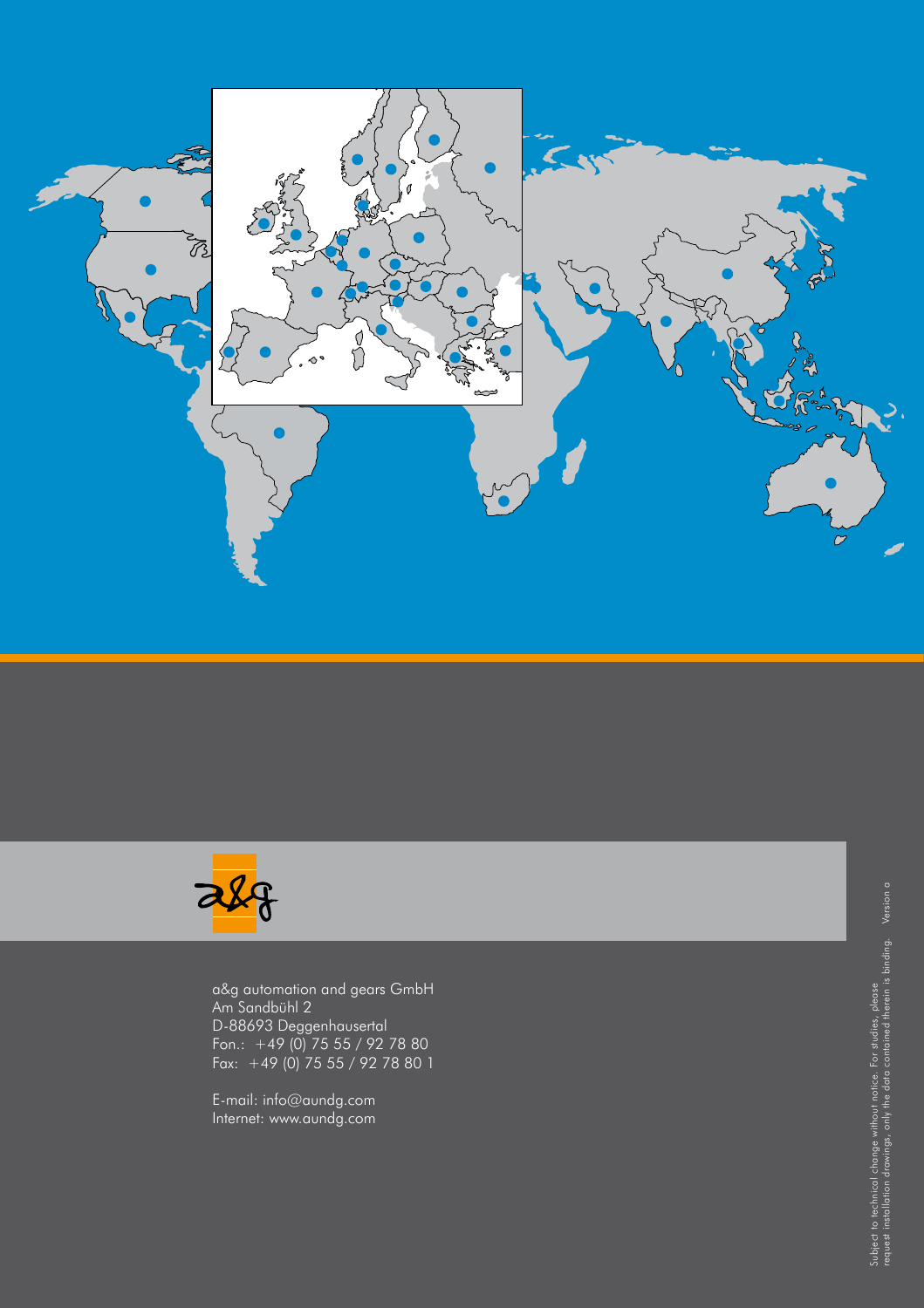a&g automation and gears GmbH
Am Sandbühl 2
D-88693 Deggenhausertal
Fon.: +49 (0) 75 55 / 92 78 80
Fax: +49 (0) 75 55 / 92 78 80 1

E-mail: info@aundg.com
Internet: www.aundg.com

Subject to technical change without notice. For studies, please request installation drawings, only the data contained therein is binding. Version a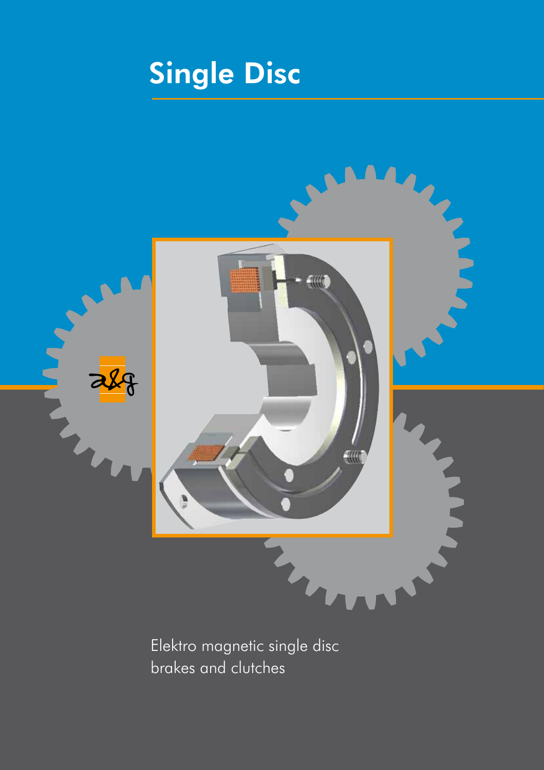# Single Disc

Elektro magnetic single disc brakes and clutches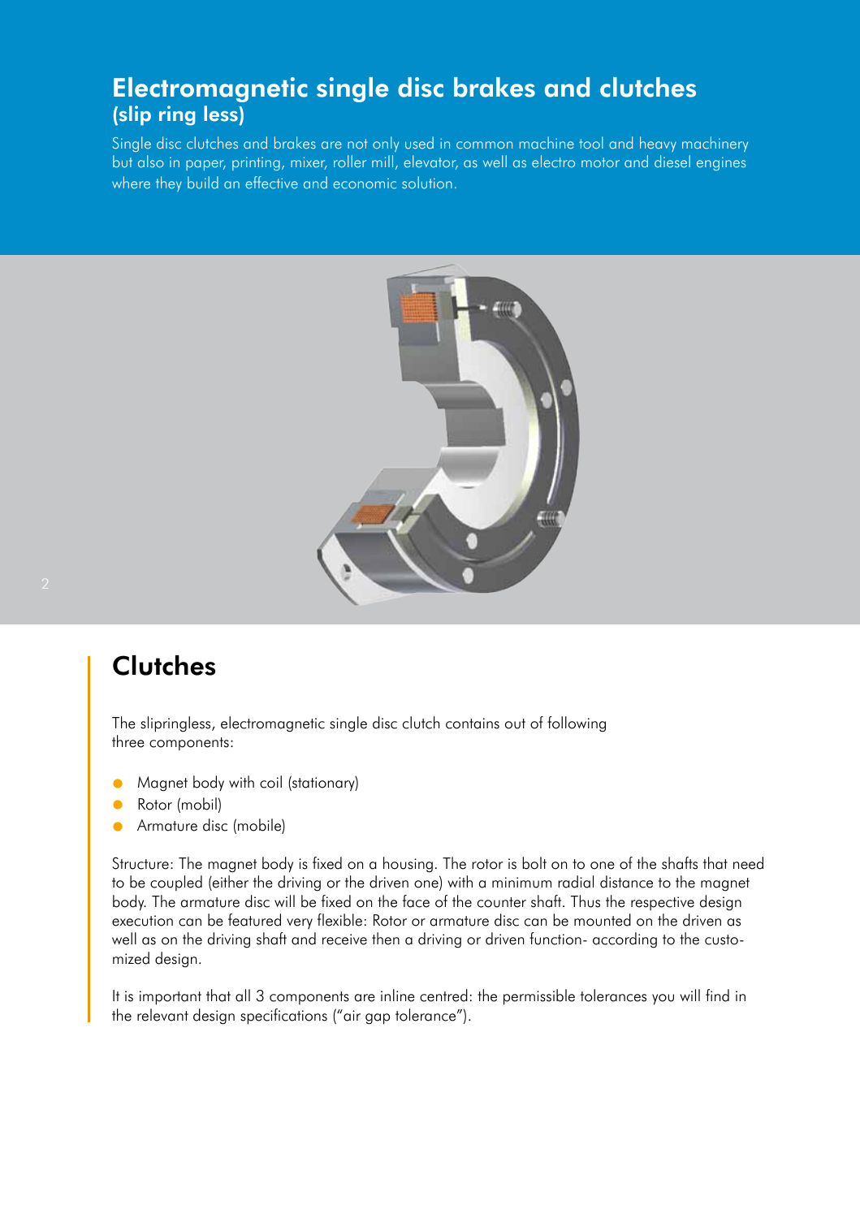# Electromagnetic single disc brakes and clutches
## (slip ring less)

Single disc clutches and brakes are not only used in common machine tool and heavy machinery but also in paper, printing, mixer, roller mill, elevator, as well as electro motor and diesel engines where they build an effective and economic solution.

## Clutches

The slipringless, electromagnetic single disc clutch contains out of following three components:

- Magnet body with coil (stationary)
- Rotor (mobil)
- Armature disc (mobile)

Structure: The magnet body is fixed on a housing. The rotor is bolt on to one of the shafts that need to be coupled (either the driving or the driven one) with a minimum radial distance to the magnet body. The armature disc will be fixed on the face of the counter shaft. Thus the respective design execution can be featured very flexible: Rotor or armature disc can be mounted on the driven as well as on the driving shaft and receive then a driving or driven function- according to the customized design.

It is important that all 3 components are inline centred: the permissible tolerances you will find in the relevant design specifications ("air gap tolerance").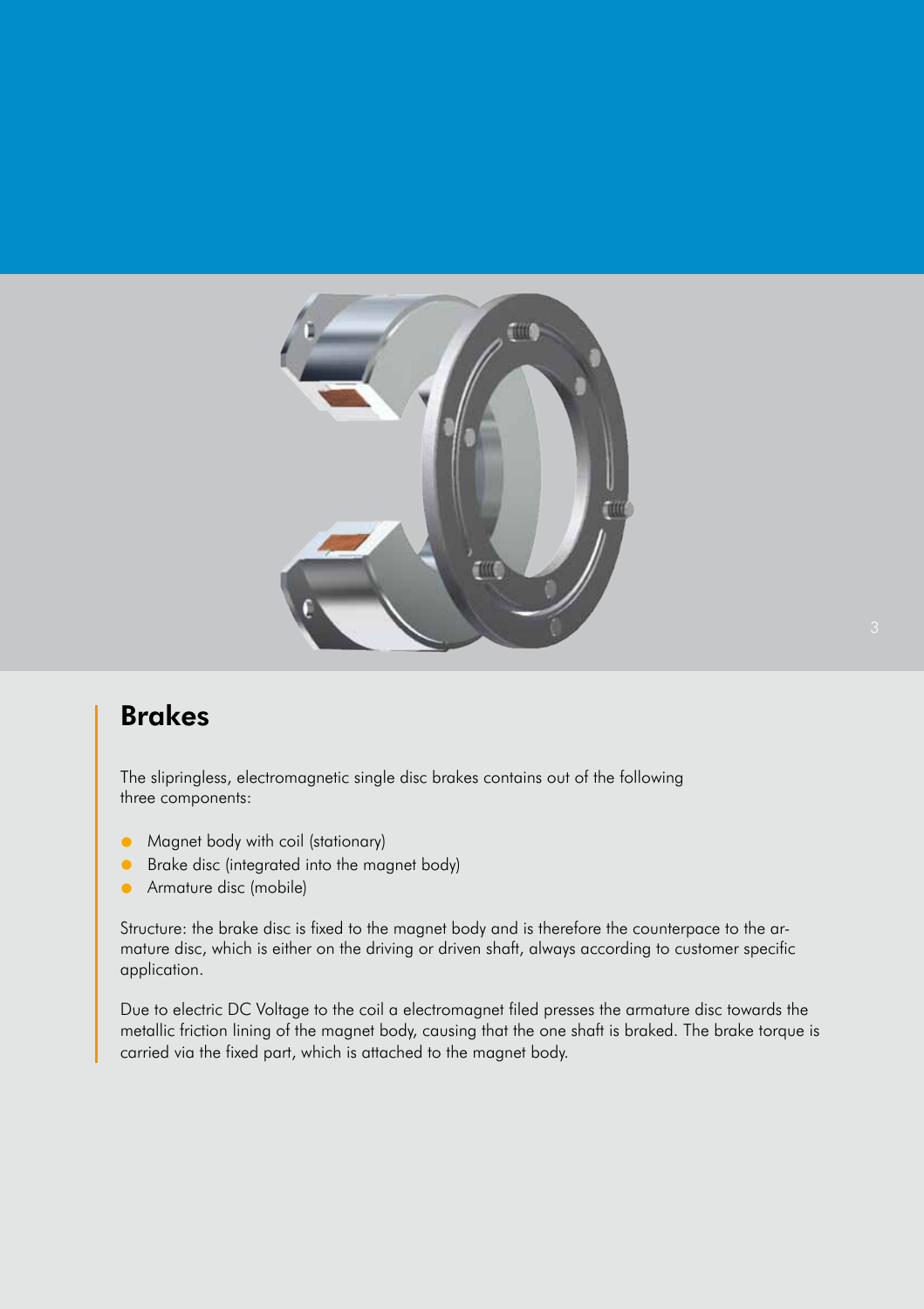## Brakes

The slipringless, electromagnetic single disc brakes contains out of the following three components:

- Magnet body with coil (stationary)
- Brake disc (integrated into the magnet body)
- Armature disc (mobile)

Structure: the brake disc is fixed to the magnet body and is therefore the counterpace to the armature disc, which is either on the driving or driven shaft, always according to customer specific application.

Due to electric DC Voltage to the coil a electromagnet filed presses the armature disc towards the metallic friction lining of the magnet body, causing that the one shaft is braked. The brake torque is carried via the fixed part, which is attached to the magnet body.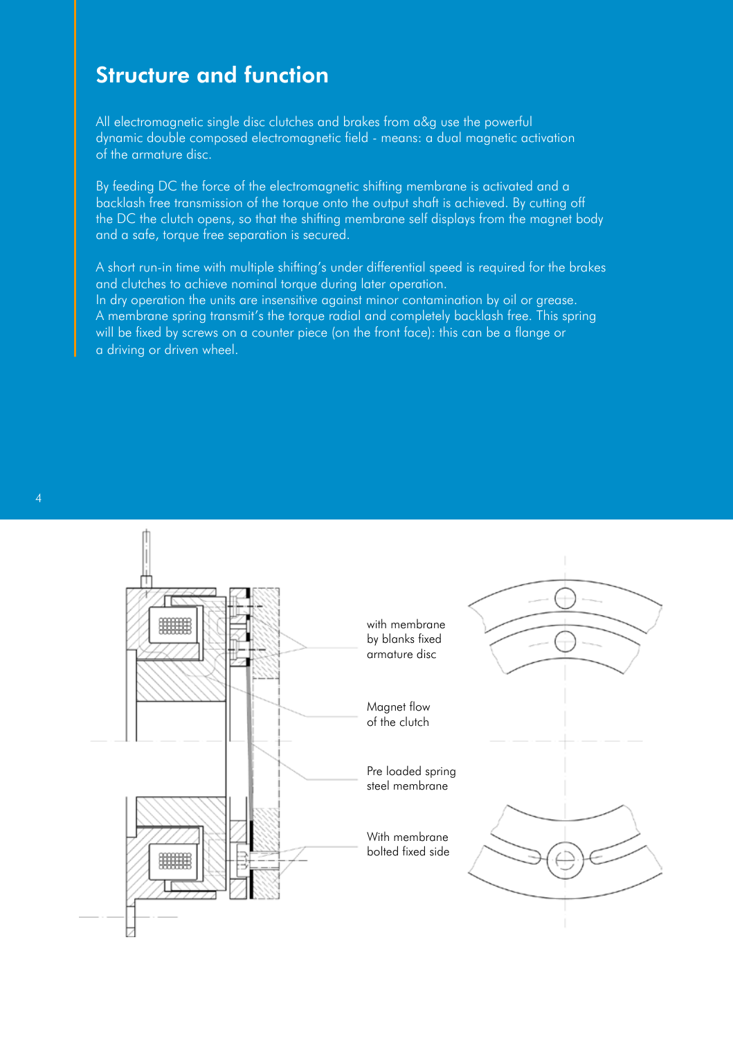## Structure and function

All electromagnetic single disc clutches and brakes from a&g use the powerful dynamic double composed electromagnetic field - means: a dual magnetic activation of the armature disc.

By feeding DC the force of the electromagnetic shifting membrane is activated and a backlash free transmission of the torque onto the output shaft is achieved. By cutting off the DC the clutch opens, so that the shifting membrane self displays from the magnet body and a safe, torque free separation is secured.

A short run-in time with multiple shifting's under differential speed is required for the brakes and clutches to achieve nominal torque during later operation.
In dry operation the units are insensitive against minor contamination by oil or grease.
A membrane spring transmit's the torque radial and completely backlash free. This spring will be fixed by screws on a counter piece (on the front face): this can be a flange or a driving or driven wheel.

with membrane by blanks fixed armature disc

Magnet flow of the clutch

Pre loaded spring steel membrane

With membrane bolted fixed side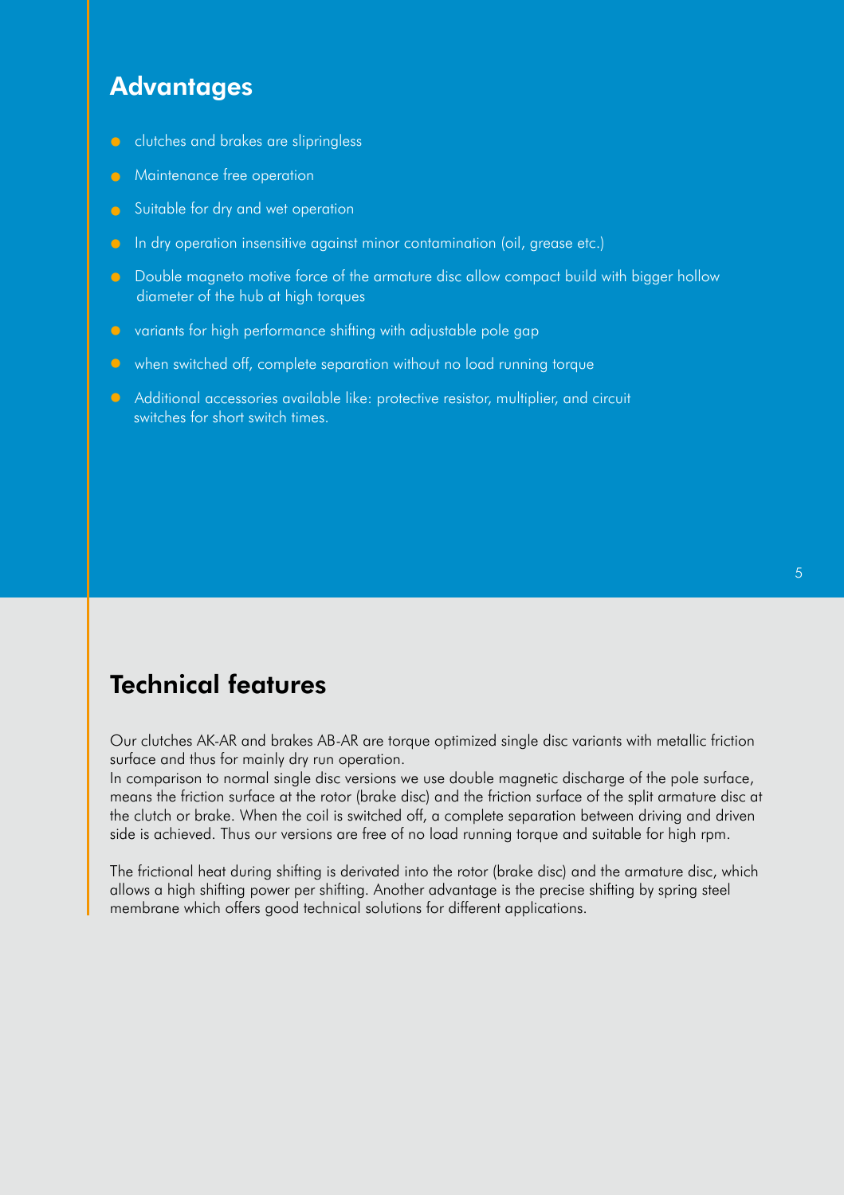## Advantages

- clutches and brakes are slipringless
- Maintenance free operation
- Suitable for dry and wet operation
- In dry operation insensitive against minor contamination (oil, grease etc.)
- Double magneto motive force of the armature disc allow compact build with bigger hollow diameter of the hub at high torques
- variants for high performance shifting with adjustable pole gap
- when switched off, complete separation without no load running torque
- Additional accessories available like: protective resistor, multiplier, and circuit switches for short switch times.

## Technical features

Our clutches AK-AR and brakes AB-AR are torque optimized single disc variants with metallic friction surface and thus for mainly dry run operation.
In comparison to normal single disc versions we use double magnetic discharge of the pole surface, means the friction surface at the rotor (brake disc) and the friction surface of the split armature disc at the clutch or brake. When the coil is switched off, a complete separation between driving and driven side is achieved. Thus our versions are free of no load running torque and suitable for high rpm.

The frictional heat during shifting is derivated into the rotor (brake disc) and the armature disc, which allows a high shifting power per shifting. Another advantage is the precise shifting by spring steel membrane which offers good technical solutions for different applications.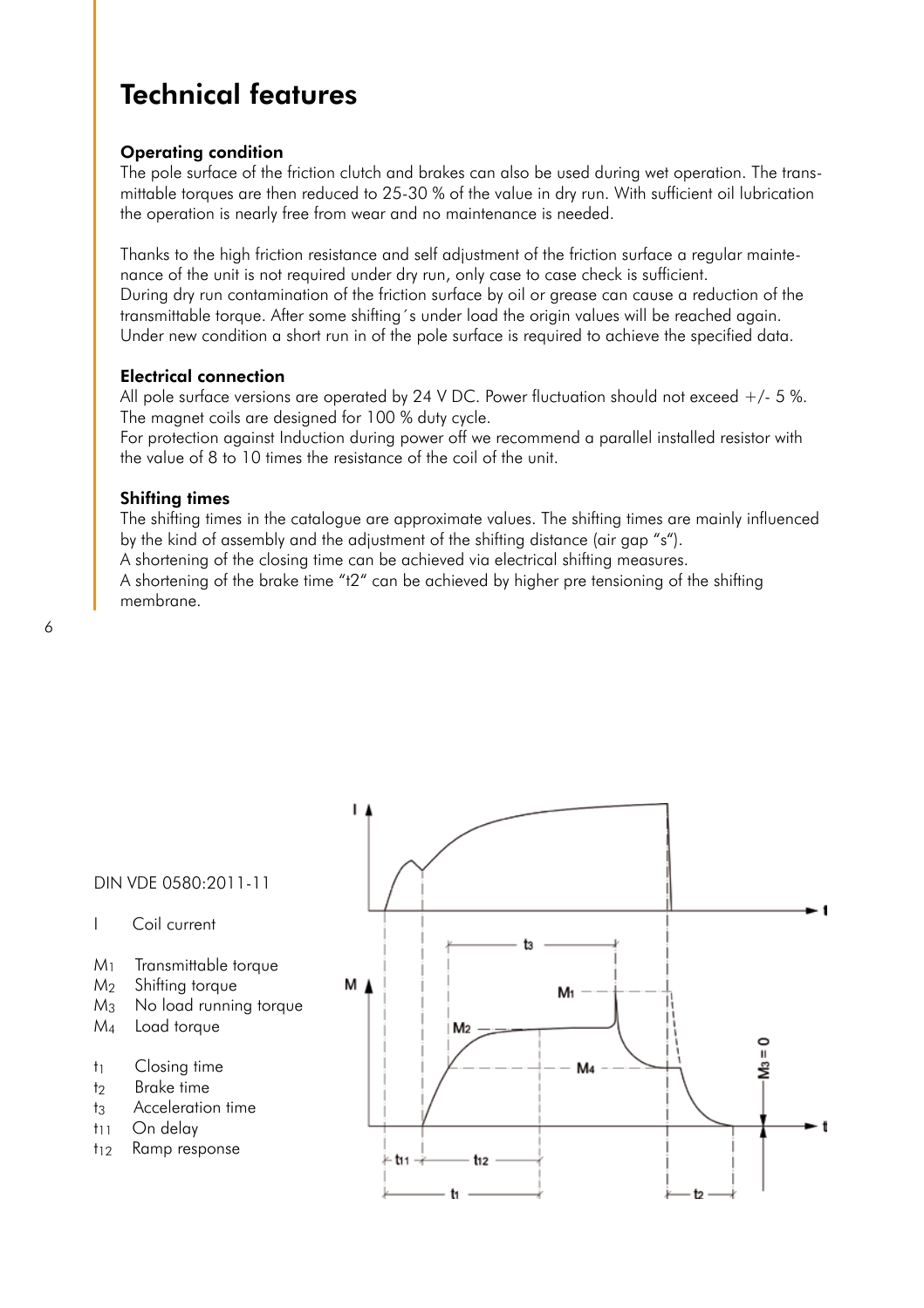# Technical features

### Operating condition

The pole surface of the friction clutch and brakes can also be used during wet operation. The transmittable torques are then reduced to 25-30 % of the value in dry run. With sufficient oil lubrication the operation is nearly free from wear and no maintenance is needed.

Thanks to the high friction resistance and self adjustment of the friction surface a regular maintenance of the unit is not required under dry run, only case to case check is sufficient.
During dry run contamination of the friction surface by oil or grease can cause a reduction of the transmittable torque. After some shifting´s under load the origin values will be reached again.
Under new condition a short run in of the pole surface is required to achieve the specified data.

### Electrical connection

All pole surface versions are operated by 24 V DC. Power fluctuation should not exceed +/- 5 %.
The magnet coils are designed for 100 % duty cycle.
For protection against Induction during power off we recommend a parallel installed resistor with the value of 8 to 10 times the resistance of the coil of the unit.

### Shifting times

The shifting times in the catalogue are approximate values. The shifting times are mainly influenced by the kind of assembly and the adjustment of the shifting distance (air gap "s").
A shortening of the closing time can be achieved via electrical shifting measures.
A shortening of the brake time "t2" can be achieved by higher pre tensioning of the shifting membrane.

DIN VDE 0580:2011-11

- I Coil current
- $M_1$ Transmittable torque
- $M_2$ Shifting torque
- $M_3$ No load running torque
- $M_4$ Load torque
- $t_1$ Closing time
- $t_2$ Brake time
- $t_3$ Acceleration time
- $t_{11}$ On delay
- $t_{12}$ Ramp response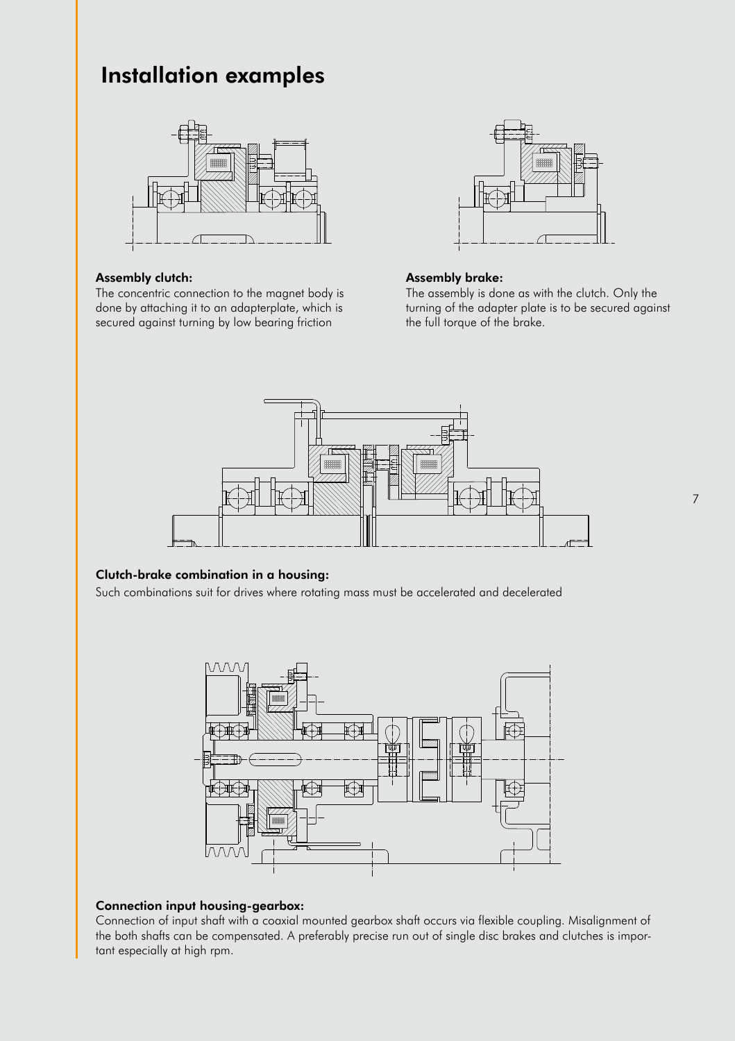# Installation examples

**Assembly clutch:**
The concentric connection to the magnet body is done by attaching it to an adapterplate, which is secured against turning by low bearing friction

**Assembly brake:**
The assembly is done as with the clutch. Only the turning of the adapter plate is to be secured against the full torque of the brake.

**Clutch-brake combination in a housing:**
Such combinations suit for drives where rotating mass must be accelerated and decelerated

**Connection input housing-gearbox:**
Connection of input shaft with a coaxial mounted gearbox shaft occurs via flexible coupling. Misalignment of the both shafts can be compensated. A preferably precise run out of single disc brakes and clutches is important especially at high rpm.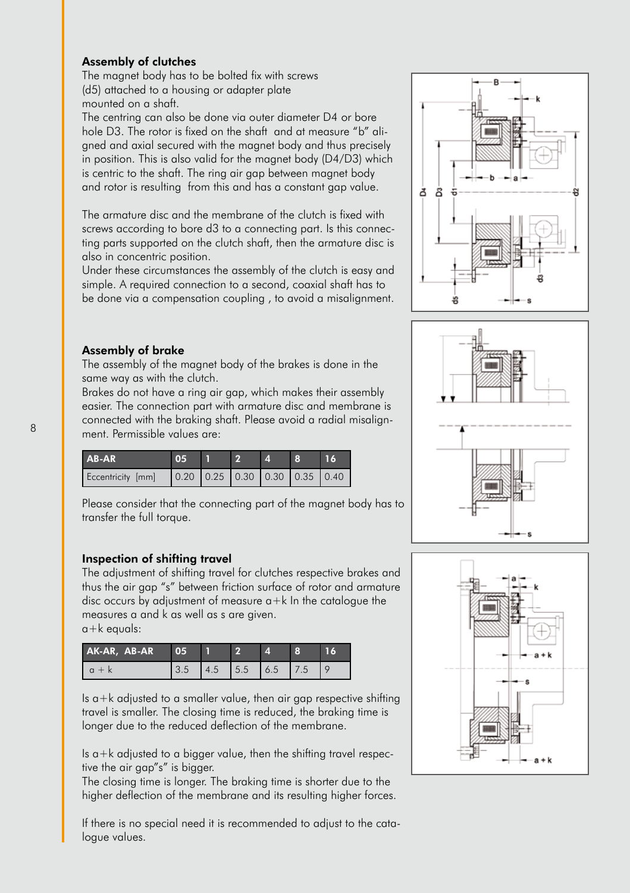### Assembly of clutches

The magnet body has to be bolted fix with screws (d5) attached to a housing or adapter plate mounted on a shaft.

The centring can also be done via outer diameter D4 or bore hole D3. The rotor is fixed on the shaft and at measure "b" aligned and axial secured with the magnet body and thus precisely in position. This is also valid for the magnet body (D4/D3) which is centric to the shaft. The ring air gap between magnet body and rotor is resulting from this and has a constant gap value.

The armature disc and the membrane of the clutch is fixed with screws according to bore d3 to a connecting part. Is this connecting parts supported on the clutch shaft, then the armature disc is also in concentric position.

Under these circumstances the assembly of the clutch is easy and simple. A required connection to a second, coaxial shaft has to be done via a compensation coupling , to avoid a misalignment.

### Assembly of brake

The assembly of the magnet body of the brakes is done in the same way as with the clutch.

Brakes do not have a ring air gap, which makes their assembly easier. The connection part with armature disc and membrane is connected with the braking shaft. Please avoid a radial misalignment. Permissible values are:

| AB-AR | 05 | 1 | 2 | 4 | 8 | 16 |
|---|---|---|---|---|---|---|
| Eccentricity [mm] | 0.20 | 0.25 | 0.30 | 0.30 | 0.35 | 0.40 |

Please consider that the connecting part of the magnet body has to transfer the full torque.

### Inspection of shifting travel

The adjustment of shifting travel for clutches respective brakes and thus the air gap "s" between friction surface of rotor and armature disc occurs by adjustment of measure a+k In the catalogue the measures a and k as well as s are given.

a+k equals:

| AK-AR, AB-AR | 05 | 1 | 2 | 4 | 8 | 16 |
|---|---|---|---|---|---|---|
| a + k | 3.5 | 4.5 | 5.5 | 6.5 | 7.5 | 9 |

Is a+k adjusted to a smaller value, then air gap respective shifting travel is smaller. The closing time is reduced, the braking time is longer due to the reduced deflection of the membrane.

Is a+k adjusted to a bigger value, then the shifting travel respective the air gap"s" is bigger.

The closing time is longer. The braking time is shorter due to the higher deflection of the membrane and its resulting higher forces.

If there is no special need it is recommended to adjust to the catalogue values.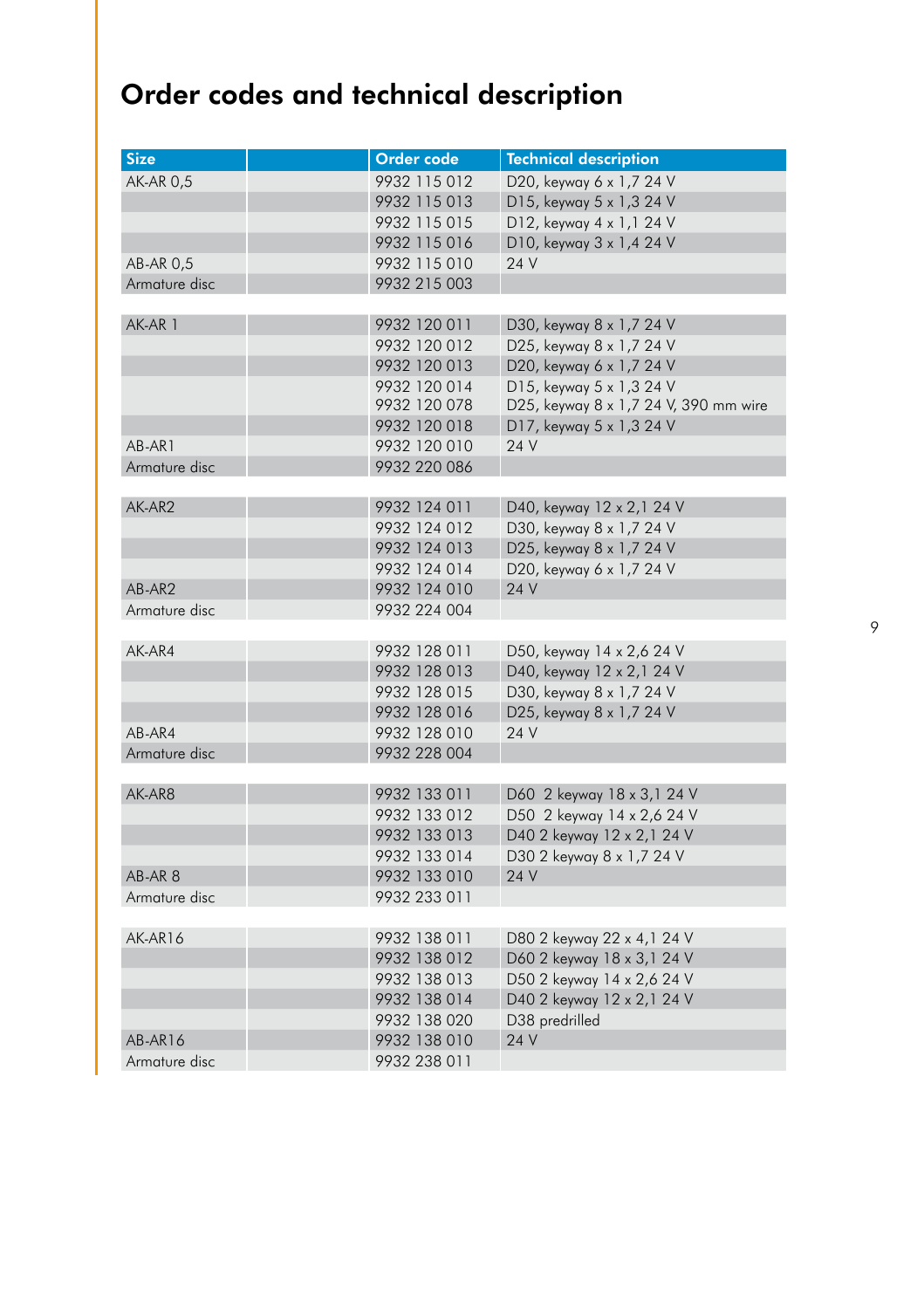# Order codes and technical description

| Size | | Order code | Technical description |
|---|---|---|---|
| AK-AR 0,5 | | 9932 115 012 | D20, keyway 6 x 1,7 24 V |
| | | 9932 115 013 | D15, keyway 5 x 1,3 24 V |
| | | 9932 115 015 | D12, keyway 4 x 1,1 24 V |
| | | 9932 115 016 | D10, keyway 3 x 1,4 24 V |
| AB-AR 0,5 | | 9932 115 010 | 24 V |
| Armature disc | | 9932 215 003 | |
| | | | |
| AK-AR 1 | | 9932 120 011 | D30, keyway 8 x 1,7 24 V |
| | | 9932 120 012 | D25, keyway 8 x 1,7 24 V |
| | | 9932 120 013 | D20, keyway 6 x 1,7 24 V |
| | | 9932 120 014 | D15, keyway 5 x 1,3 24 V |
| | | 9932 120 078 | D25, keyway 8 x 1,7 24 V, 390 mm wire |
| | | 9932 120 018 | D17, keyway 5 x 1,3 24 V |
| AB-AR1 | | 9932 120 010 | 24 V |
| Armature disc | | 9932 220 086 | |
| | | | |
| AK-AR2 | | 9932 124 011 | D40, keyway 12 x 2,1 24 V |
| | | 9932 124 012 | D30, keyway 8 x 1,7 24 V |
| | | 9932 124 013 | D25, keyway 8 x 1,7 24 V |
| | | 9932 124 014 | D20, keyway 6 x 1,7 24 V |
| AB-AR2 | | 9932 124 010 | 24 V |
| Armature disc | | 9932 224 004 | |
| | | | |
| AK-AR4 | | 9932 128 011 | D50, keyway 14 x 2,6 24 V |
| | | 9932 128 013 | D40, keyway 12 x 2,1 24 V |
| | | 9932 128 015 | D30, keyway 8 x 1,7 24 V |
| | | 9932 128 016 | D25, keyway 8 x 1,7 24 V |
| AB-AR4 | | 9932 128 010 | 24 V |
| Armature disc | | 9932 228 004 | |
| | | | |
| AK-AR8 | | 9932 133 011 | D60 2 keyway 18 x 3,1 24 V |
| | | 9932 133 012 | D50 2 keyway 14 x 2,6 24 V |
| | | 9932 133 013 | D40 2 keyway 12 x 2,1 24 V |
| | | 9932 133 014 | D30 2 keyway 8 x 1,7 24 V |
| AB-AR 8 | | 9932 133 010 | 24 V |
| Armature disc | | 9932 233 011 | |
| | | | |
| AK-AR16 | | 9932 138 011 | D80 2 keyway 22 x 4,1 24 V |
| | | 9932 138 012 | D60 2 keyway 18 x 3,1 24 V |
| | | 9932 138 013 | D50 2 keyway 14 x 2,6 24 V |
| | | 9932 138 014 | D40 2 keyway 12 x 2,1 24 V |
| | | 9932 138 020 | D38 predrilled |
| AB-AR16 | | 9932 138 010 | 24 V |
| Armature disc | | 9932 238 011 | |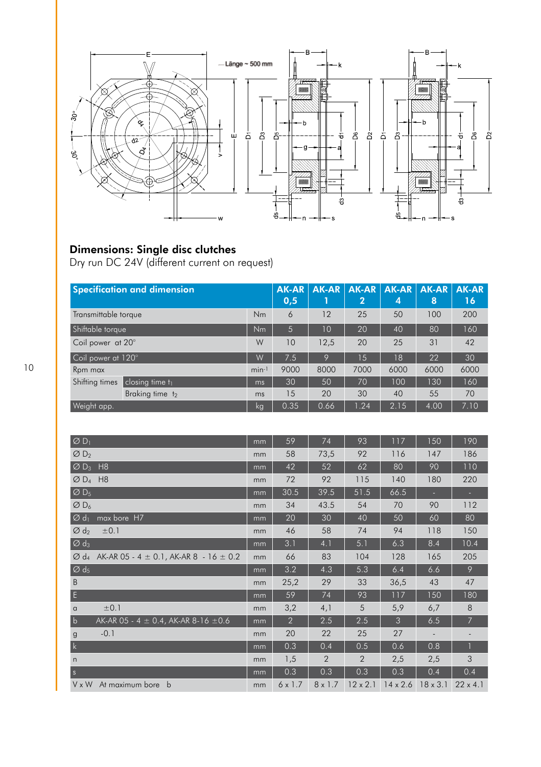## Dimensions: Single disc clutches

Dry run DC 24V (different current on request)

| Specification and dimension | | | AK-AR 0,5 | AK-AR 1 | AK-AR 2 | AK-AR 4 | AK-AR 8 | AK-AR 16 |
|---|---|---|---|---|---|---|---|---|
| Transmittable torque | | Nm | 6 | 12 | 25 | 50 | 100 | 200 |
| Shiftable torque | | Nm | 5 | 10 | 20 | 40 | 80 | 160 |
| Coil power at 20° | | W | 10 | 12,5 | 20 | 25 | 31 | 42 |
| Coil power at 120° | | W | 7.5 | 9 | 15 | 18 | 22 | 30 |
| Rpm max | | $min^{-1}$ | 9000 | 8000 | 7000 | 6000 | 6000 | 6000 |
| Shifting times | closing time $t_1$ | ms | 30 | 50 | 70 | 100 | 130 | 160 |
| | Braking time $t_2$ | ms | 15 | 20 | 30 | 40 | 55 | 70 |
| Weight app. | | kg | 0.35 | 0.66 | 1.24 | 2.15 | 4.00 | 7.10 |

| | Unit | AK-AR 0,5 | AK-AR 1 | AK-AR 2 | AK-AR 4 | AK-AR 8 | AK-AR 16 |
|---|---|---|---|---|---|---|---|
| Ø $D_1$ | mm | 59 | 74 | 93 | 117 | 150 | 190 |
| Ø $D_2$ | mm | 58 | 73,5 | 92 | 116 | 147 | 186 |
| Ø $D_3$ H8 | mm | 42 | 52 | 62 | 80 | 90 | 110 |
| Ø $D_4$ H8 | mm | 72 | 92 | 115 | 140 | 180 | 220 |
| Ø $D_5$ | mm | 30.5 | 39.5 | 51.5 | 66.5 | - | - |
| Ø $D_6$ | mm | 34 | 43.5 | 54 | 70 | 90 | 112 |
| Ø $d_1$ max bore H7 | mm | 20 | 30 | 40 | 50 | 60 | 80 |
| Ø $d_2$ ±0.1 | mm | 46 | 58 | 74 | 94 | 118 | 150 |
| Ø $d_3$ | mm | 3.1 | 4.1 | 5.1 | 6.3 | 8.4 | 10.4 |
| Ø $d_4$ AK-AR 05 - 4 ± 0.1, AK-AR 8 - 16 ± 0.2 | mm | 66 | 83 | 104 | 128 | 165 | 205 |
| Ø $d_5$ | mm | 3.2 | 4.3 | 5.3 | 6.4 | 6.6 | 9 |
| B | mm | 25,2 | 29 | 33 | 36,5 | 43 | 47 |
| E | mm | 59 | 74 | 93 | 117 | 150 | 180 |
| a ±0.1 | mm | 3,2 | 4,1 | 5 | 5,9 | 6,7 | 8 |
| b AK-AR 05 - 4 ± 0.4, AK-AR 8-16 ±0.6 | mm | 2 | 2.5 | 2.5 | 3 | 6.5 | 7 |
| g -0.1 | mm | 20 | 22 | 25 | 27 | - | - |
| k | mm | 0.3 | 0.4 | 0.5 | 0.6 | 0.8 | 1 |
| n | mm | 1,5 | 2 | 2 | 2,5 | 2,5 | 3 |
| s | mm | 0.3 | 0.3 | 0.3 | 0.3 | 0.4 | 0.4 |
| V x W At maximum bore b | mm | 6 x 1.7 | 8 x 1.7 | 12 x 2.1 | 14 x 2.6 | 18 x 3.1 | 22 x 4.1 |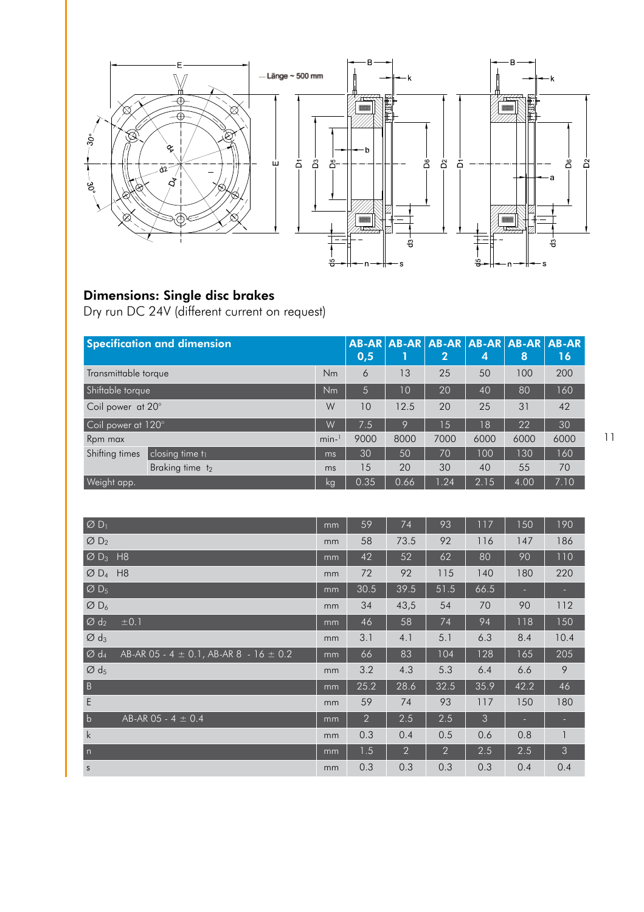Länge ~ 500 mm

E

D1 D3 D5 D6 D2 d3 d5 n s B k b a d2 d4 D4 30° 30°

## Dimensions: Single disc brakes

Dry run DC 24V (different current on request)

| Specification and dimension | | | AB-AR 0,5 | AB-AR 1 | AB-AR 2 | AB-AR 4 | AB-AR 8 | AB-AR 16 |
|---|---|---|---|---|---|---|---|---|
| Transmittable torque | | Nm | 6 | 13 | 25 | 50 | 100 | 200 |
| Shiftable torque | | Nm | 5 | 10 | 20 | 40 | 80 | 160 |
| Coil power at 20° | | W | 10 | 12.5 | 20 | 25 | 31 | 42 |
| Coil power at 120° | | W | 7.5 | 9 | 15 | 18 | 22 | 30 |
| Rpm max | | $min^{-1}$ | 9000 | 8000 | 7000 | 6000 | 6000 | 6000 |
| Shifting times | closing time $t_1$ | ms | 30 | 50 | 70 | 100 | 130 | 160 |
| | Braking time $t_2$ | ms | 15 | 20 | 30 | 40 | 55 | 70 |
| Weight app. | | kg | 0.35 | 0.66 | 1.24 | 2.15 | 4.00 | 7.10 |

| | | | | | | | |
|---|---|---|---|---|---|---|---|
| Ø $D_1$ | mm | 59 | 74 | 93 | 117 | 150 | 190 |
| Ø $D_2$ | mm | 58 | 73.5 | 92 | 116 | 147 | 186 |
| Ø $D_3$ H8 | mm | 42 | 52 | 62 | 80 | 90 | 110 |
| Ø $D_4$ H8 | mm | 72 | 92 | 115 | 140 | 180 | 220 |
| Ø $D_5$ | mm | 30.5 | 39.5 | 51.5 | 66.5 | - | - |
| Ø $D_6$ | mm | 34 | 43,5 | 54 | 70 | 90 | 112 |
| Ø $d_2$ ±0.1 | mm | 46 | 58 | 74 | 94 | 118 | 150 |
| Ø $d_3$ | mm | 3.1 | 4.1 | 5.1 | 6.3 | 8.4 | 10.4 |
| Ø $d_4$ AB-AR 05 - 4 ± 0.1, AB-AR 8 - 16 ± 0.2 | mm | 66 | 83 | 104 | 128 | 165 | 205 |
| Ø $d_5$ | mm | 3.2 | 4.3 | 5.3 | 6.4 | 6.6 | 9 |
| B | mm | 25.2 | 28.6 | 32.5 | 35.9 | 42.2 | 46 |
| E | mm | 59 | 74 | 93 | 117 | 150 | 180 |
| b AB-AR 05 - 4 ± 0.4 | mm | 2 | 2.5 | 2.5 | 3 | - | - |
| k | mm | 0.3 | 0.4 | 0.5 | 0.6 | 0.8 | 1 |
| n | mm | 1.5 | 2 | 2 | 2.5 | 2.5 | 3 |
| s | mm | 0.3 | 0.3 | 0.3 | 0.3 | 0.4 | 0.4 |